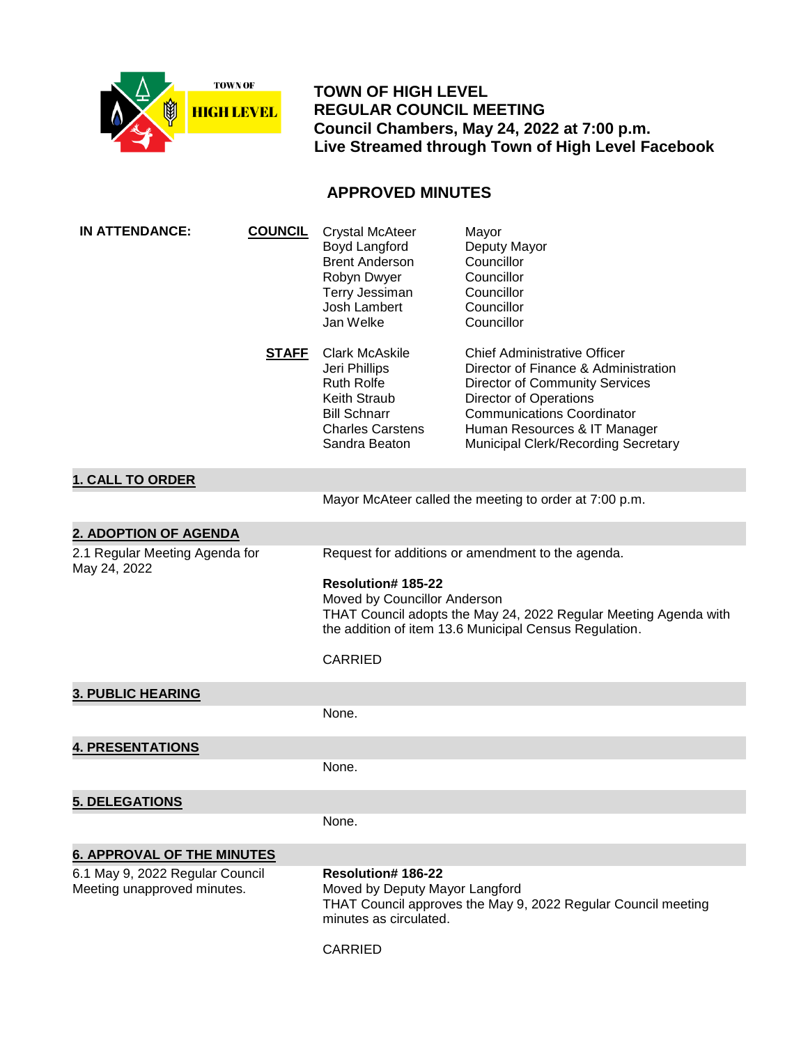TOWN OF HIGH LEVEL

# TOWN OF HIGH LEVEL
## REGULAR COUNCIL MEETING
**Council Chambers, May 24, 2022 at 7:00 p.m.**
**Live Streamed through Town of High Level Facebook**

## APPROVED MINUTES

**IN ATTENDANCE:**

**COUNCIL**

| Name | Title |
|---|---|
| Crystal McAteer | Mayor |
| Boyd Langford | Deputy Mayor |
| Brent Anderson | Councillor |
| Robyn Dwyer | Councillor |
| Terry Jessiman | Councillor |
| Josh Lambert | Councillor |
| Jan Welke | Councillor |

**STAFF**

| Name | Title |
|---|---|
| Clark McAskile | Chief Administrative Officer |
| Jeri Phillips | Director of Finance & Administration |
| Ruth Rolfe | Director of Community Services |
| Keith Straub | Director of Operations |
| Bill Schnarr | Communications Coordinator |
| Charles Carstens | Human Resources & IT Manager |
| Sandra Beaton | Municipal Clerk/Recording Secretary |

### 1. CALL TO ORDER

Mayor McAteer called the meeting to order at 7:00 p.m.

### 2. ADOPTION OF AGENDA

2.1 Regular Meeting Agenda for May 24, 2022

Request for additions or amendment to the agenda.

**Resolution# 185-22**
Moved by Councillor Anderson
THAT Council adopts the May 24, 2022 Regular Meeting Agenda with the addition of item 13.6 Municipal Census Regulation.

CARRIED

### 3. PUBLIC HEARING

None.

### 4. PRESENTATIONS

None.

### 5. DELEGATIONS

None.

### 6. APPROVAL OF THE MINUTES

6.1 May 9, 2022 Regular Council Meeting unapproved minutes.

**Resolution# 186-22**
Moved by Deputy Mayor Langford
THAT Council approves the May 9, 2022 Regular Council meeting minutes as circulated.

CARRIED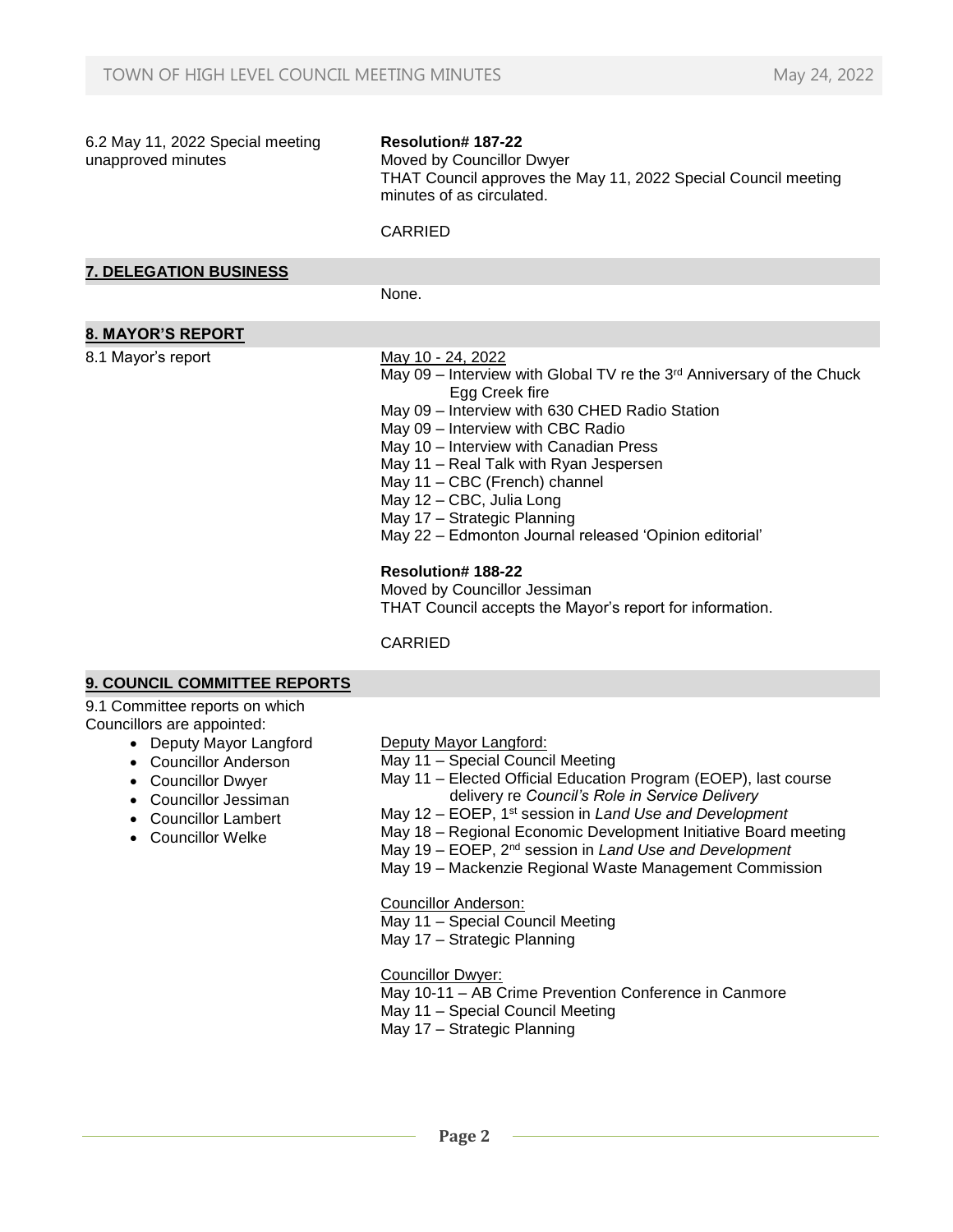6.2 May 11, 2022 Special meeting unapproved minutes

**Resolution# 187-22**
Moved by Councillor Dwyer
THAT Council approves the May 11, 2022 Special Council meeting minutes of as circulated.

CARRIED

## 7. DELEGATION BUSINESS

None.

## 8. MAYOR'S REPORT

8.1 Mayor's report

May 10 - 24, 2022

May 09 – Interview with Global TV re the 3rd Anniversary of the Chuck Egg Creek fire
May 09 – Interview with 630 CHED Radio Station
May 09 – Interview with CBC Radio
May 10 – Interview with Canadian Press
May 11 – Real Talk with Ryan Jespersen
May 11 – CBC (French) channel
May 12 – CBC, Julia Long
May 17 – Strategic Planning
May 22 – Edmonton Journal released 'Opinion editorial'

**Resolution# 188-22**
Moved by Councillor Jessiman
THAT Council accepts the Mayor's report for information.

CARRIED

## 9. COUNCIL COMMITTEE REPORTS

9.1 Committee reports on which Councillors are appointed:

- Deputy Mayor Langford
- Councillor Anderson
- Councillor Dwyer
- Councillor Jessiman
- Councillor Lambert
- Councillor Welke

Deputy Mayor Langford:
May 11 – Special Council Meeting
May 11 – Elected Official Education Program (EOEP), last course delivery re *Council's Role in Service Delivery*
May 12 – EOEP, 1st session in *Land Use and Development*
May 18 – Regional Economic Development Initiative Board meeting
May 19 – EOEP, 2nd session in *Land Use and Development*
May 19 – Mackenzie Regional Waste Management Commission

Councillor Anderson:
May 11 – Special Council Meeting
May 17 – Strategic Planning

Councillor Dwyer:
May 10-11 – AB Crime Prevention Conference in Canmore
May 11 – Special Council Meeting
May 17 – Strategic Planning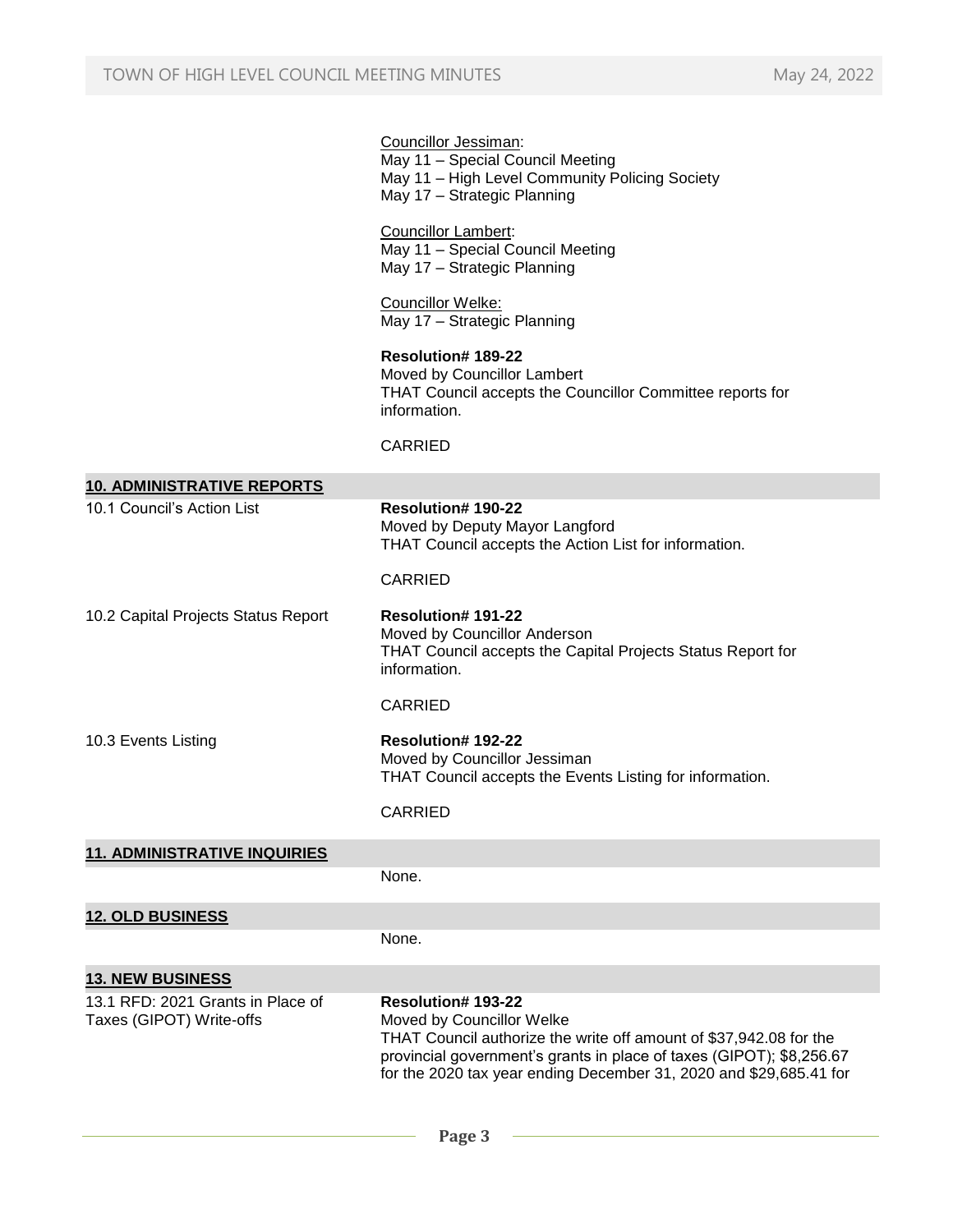Councillor Jessiman:
May 11 – Special Council Meeting
May 11 – High Level Community Policing Society
May 17 – Strategic Planning

Councillor Lambert:
May 11 – Special Council Meeting
May 17 – Strategic Planning

Councillor Welke:
May 17 – Strategic Planning

**Resolution# 189-22**
Moved by Councillor Lambert
THAT Council accepts the Councillor Committee reports for information.

CARRIED

## 10. ADMINISTRATIVE REPORTS

10.1 Council's Action List

**Resolution# 190-22**
Moved by Deputy Mayor Langford
THAT Council accepts the Action List for information.

CARRIED

10.2 Capital Projects Status Report

**Resolution# 191-22**
Moved by Councillor Anderson
THAT Council accepts the Capital Projects Status Report for information.

CARRIED

10.3 Events Listing

**Resolution# 192-22**
Moved by Councillor Jessiman
THAT Council accepts the Events Listing for information.

CARRIED

## 11. ADMINISTRATIVE INQUIRIES

None.

## 12. OLD BUSINESS

None.

## 13. NEW BUSINESS

13.1 RFD: 2021 Grants in Place of Taxes (GIPOT) Write-offs

**Resolution# 193-22**
Moved by Councillor Welke
THAT Council authorize the write off amount of $37,942.08 for the provincial government's grants in place of taxes (GIPOT); $8,256.67 for the 2020 tax year ending December 31, 2020 and $29,685.41 for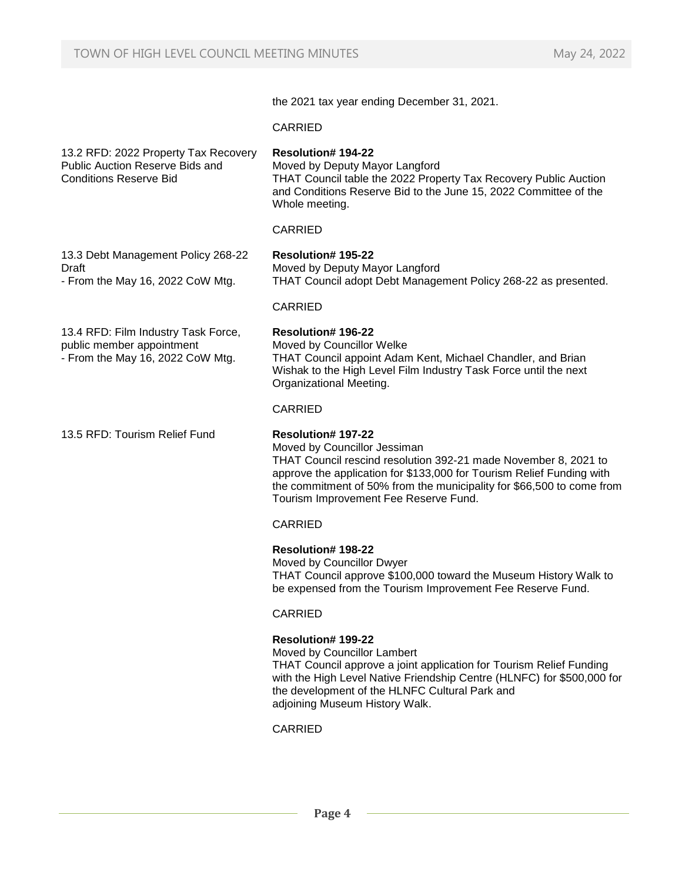the 2021 tax year ending December 31, 2021.

CARRIED

13.2 RFD: 2022 Property Tax Recovery Public Auction Reserve Bids and Conditions Reserve Bid

**Resolution# 194-22**
Moved by Deputy Mayor Langford
THAT Council table the 2022 Property Tax Recovery Public Auction and Conditions Reserve Bid to the June 15, 2022 Committee of the Whole meeting.

CARRIED

13.3 Debt Management Policy 268-22 Draft
- From the May 16, 2022 CoW Mtg.

**Resolution# 195-22**
Moved by Deputy Mayor Langford
THAT Council adopt Debt Management Policy 268-22 as presented.

CARRIED

13.4 RFD: Film Industry Task Force, public member appointment
- From the May 16, 2022 CoW Mtg.

**Resolution# 196-22**
Moved by Councillor Welke
THAT Council appoint Adam Kent, Michael Chandler, and Brian Wishak to the High Level Film Industry Task Force until the next Organizational Meeting.

CARRIED

13.5 RFD: Tourism Relief Fund

**Resolution# 197-22**
Moved by Councillor Jessiman
THAT Council rescind resolution 392-21 made November 8, 2021 to approve the application for $133,000 for Tourism Relief Funding with the commitment of 50% from the municipality for $66,500 to come from Tourism Improvement Fee Reserve Fund.

CARRIED

**Resolution# 198-22**
Moved by Councillor Dwyer
THAT Council approve $100,000 toward the Museum History Walk to be expensed from the Tourism Improvement Fee Reserve Fund.

CARRIED

**Resolution# 199-22**
Moved by Councillor Lambert
THAT Council approve a joint application for Tourism Relief Funding with the High Level Native Friendship Centre (HLNFC) for $500,000 for the development of the HLNFC Cultural Park and adjoining Museum History Walk.

CARRIED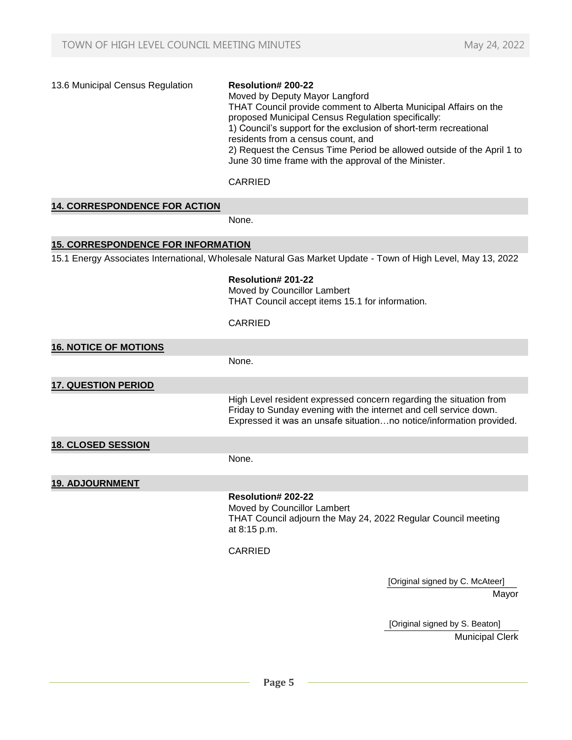13.6 Municipal Census Regulation

**Resolution# 200-22**
Moved by Deputy Mayor Langford
THAT Council provide comment to Alberta Municipal Affairs on the proposed Municipal Census Regulation specifically:
1) Council's support for the exclusion of short-term recreational residents from a census count, and
2) Request the Census Time Period be allowed outside of the April 1 to June 30 time frame with the approval of the Minister.

CARRIED

## 14. CORRESPONDENCE FOR ACTION

None.

## 15. CORRESPONDENCE FOR INFORMATION

15.1 Energy Associates International, Wholesale Natural Gas Market Update - Town of High Level, May 13, 2022

**Resolution# 201-22**
Moved by Councillor Lambert
THAT Council accept items 15.1 for information.

CARRIED

## 16. NOTICE OF MOTIONS

None.

## 17. QUESTION PERIOD

High Level resident expressed concern regarding the situation from Friday to Sunday evening with the internet and cell service down. Expressed it was an unsafe situation…no notice/information provided.

## 18. CLOSED SESSION

None.

## 19. ADJOURNMENT

**Resolution# 202-22**
Moved by Councillor Lambert
THAT Council adjourn the May 24, 2022 Regular Council meeting at 8:15 p.m.

CARRIED

[Original signed by C. McAteer]
Mayor

[Original signed by S. Beaton]
Municipal Clerk